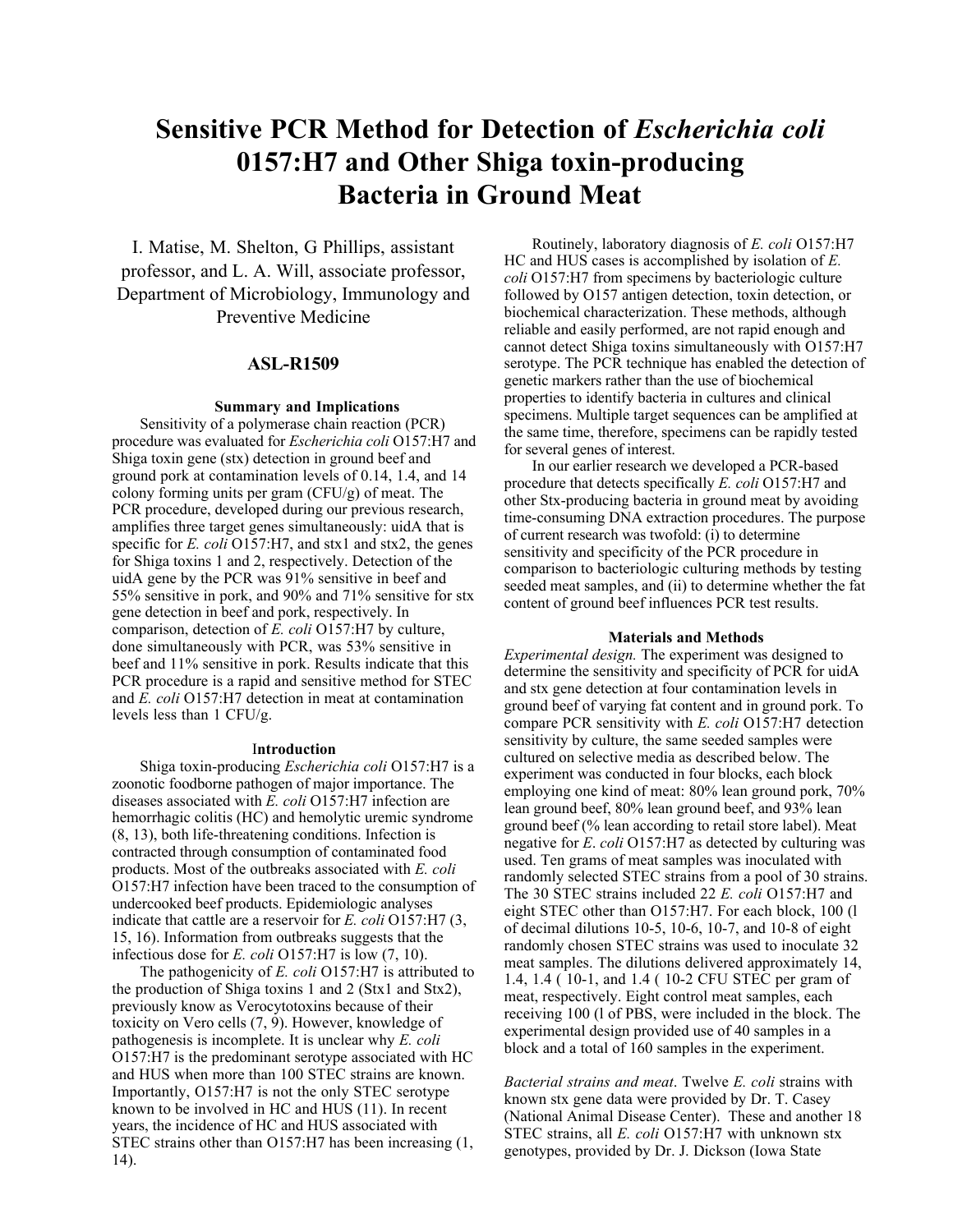# Sensitive PCR Method for Detection of *Escherichia coli* 0157:H7 and Other Shiga toxin-producing Bacteria in Ground Meat

I. Matise, M. Shelton, G Phillips, assistant professor, and L. A. Will, associate professor, Department of Microbiology, Immunology and Preventive Medicine

**ASL-R1509**

## Summary and Implications

Sensitivity of a polymerase chain reaction (PCR) procedure was evaluated for *Escherichia coli* O157:H7 and Shiga toxin gene (stx) detection in ground beef and ground pork at contamination levels of 0.14, 1.4, and 14 colony forming units per gram (CFU/g) of meat. The PCR procedure, developed during our previous research, amplifies three target genes simultaneously: uidA that is specific for *E. coli* O157:H7, and stx1 and stx2, the genes for Shiga toxins 1 and 2, respectively. Detection of the uidA gene by the PCR was 91% sensitive in beef and 55% sensitive in pork, and 90% and 71% sensitive for stx gene detection in beef and pork, respectively. In comparison, detection of *E. coli* O157:H7 by culture, done simultaneously with PCR, was 53% sensitive in beef and 11% sensitive in pork. Results indicate that this PCR procedure is a rapid and sensitive method for STEC and *E. coli* O157:H7 detection in meat at contamination levels less than 1 CFU/g.

## Introduction

Shiga toxin-producing *Escherichia coli* O157:H7 is a zoonotic foodborne pathogen of major importance. The diseases associated with *E. coli* O157:H7 infection are hemorrhagic colitis (HC) and hemolytic uremic syndrome (8, 13), both life-threatening conditions. Infection is contracted through consumption of contaminated food products. Most of the outbreaks associated with *E. coli* O157:H7 infection have been traced to the consumption of undercooked beef products. Epidemiologic analyses indicate that cattle are a reservoir for *E. coli* O157:H7 (3, 15, 16). Information from outbreaks suggests that the infectious dose for *E. coli* O157:H7 is low (7, 10).

The pathogenicity of *E. coli* O157:H7 is attributed to the production of Shiga toxins 1 and 2 (Stx1 and Stx2), previously know as Verocytotoxins because of their toxicity on Vero cells (7, 9). However, knowledge of pathogenesis is incomplete. It is unclear why *E. coli* O157:H7 is the predominant serotype associated with HC and HUS when more than 100 STEC strains are known. Importantly, O157:H7 is not the only STEC serotype known to be involved in HC and HUS (11). In recent years, the incidence of HC and HUS associated with STEC strains other than O157:H7 has been increasing (1, 14).

Routinely, laboratory diagnosis of *E. coli* O157:H7 HC and HUS cases is accomplished by isolation of *E. coli* O157:H7 from specimens by bacteriologic culture followed by O157 antigen detection, toxin detection, or biochemical characterization. These methods, although reliable and easily performed, are not rapid enough and cannot detect Shiga toxins simultaneously with O157:H7 serotype. The PCR technique has enabled the detection of genetic markers rather than the use of biochemical properties to identify bacteria in cultures and clinical specimens. Multiple target sequences can be amplified at the same time, therefore, specimens can be rapidly tested for several genes of interest.

In our earlier research we developed a PCR-based procedure that detects specifically *E. coli* O157:H7 and other Stx-producing bacteria in ground meat by avoiding time-consuming DNA extraction procedures. The purpose of current research was twofold: (i) to determine sensitivity and specificity of the PCR procedure in comparison to bacteriologic culturing methods by testing seeded meat samples, and (ii) to determine whether the fat content of ground beef influences PCR test results.

## Materials and Methods

*Experimental design.* The experiment was designed to determine the sensitivity and specificity of PCR for uidA and stx gene detection at four contamination levels in ground beef of varying fat content and in ground pork. To compare PCR sensitivity with *E. coli* O157:H7 detection sensitivity by culture, the same seeded samples were cultured on selective media as described below. The experiment was conducted in four blocks, each block employing one kind of meat: 80% lean ground pork, 70% lean ground beef, 80% lean ground beef, and 93% lean ground beef (% lean according to retail store label). Meat negative for *E. coli* O157:H7 as detected by culturing was used. Ten grams of meat samples was inoculated with randomly selected STEC strains from a pool of 30 strains. The 30 STEC strains included 22 *E. coli* O157:H7 and eight STEC other than O157:H7. For each block, 100 (l of decimal dilutions 10-5, 10-6, 10-7, and 10-8 of eight randomly chosen STEC strains was used to inoculate 32 meat samples. The dilutions delivered approximately 14, 1.4, 1.4 ( 10-1, and 1.4 ( 10-2 CFU STEC per gram of meat, respectively. Eight control meat samples, each receiving 100 (l of PBS, were included in the block. The experimental design provided use of 40 samples in a block and a total of 160 samples in the experiment.

*Bacterial strains and meat*. Twelve *E. coli* strains with known stx gene data were provided by Dr. T. Casey (National Animal Disease Center). These and another 18 STEC strains, all *E. coli* O157:H7 with unknown stx genotypes, provided by Dr. J. Dickson (Iowa State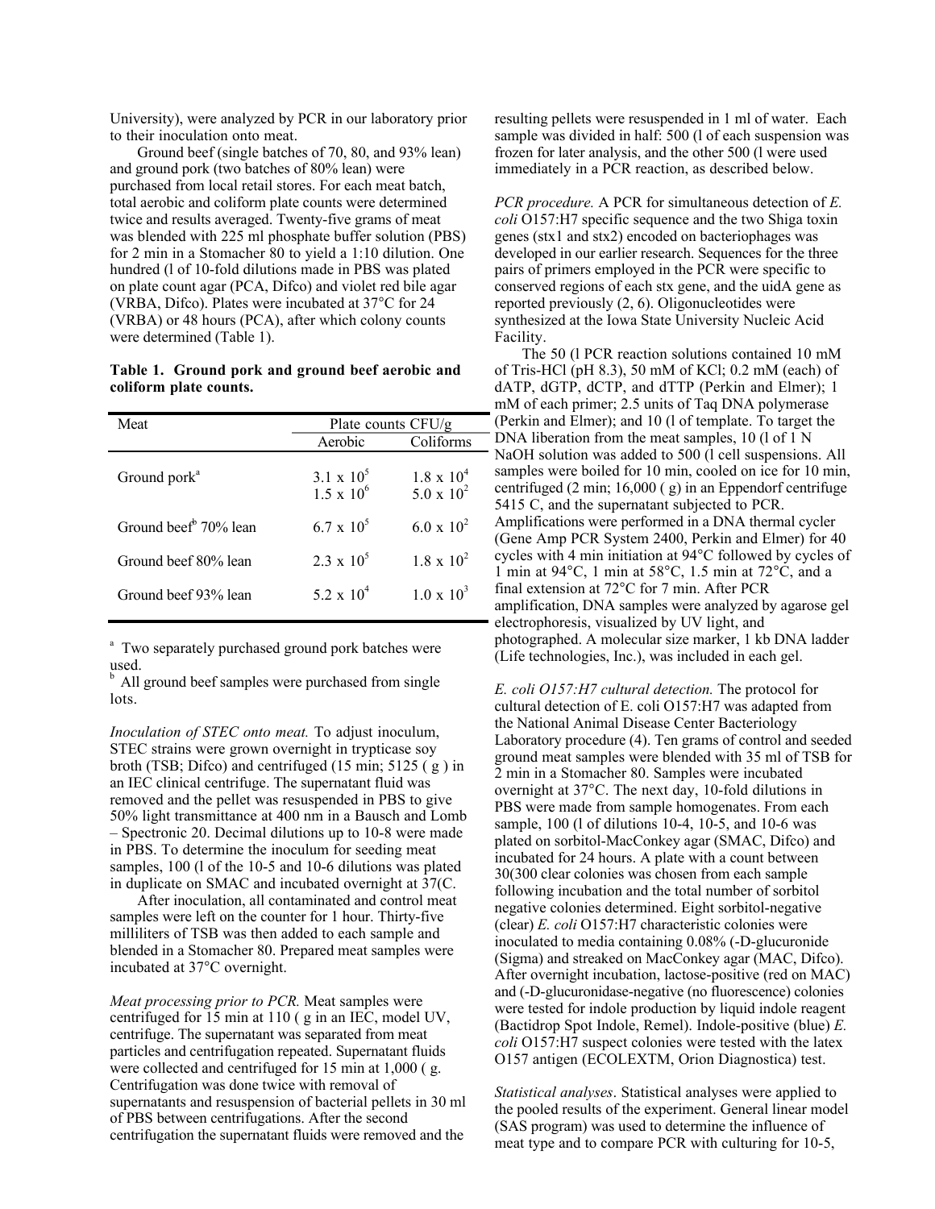University), were analyzed by PCR in our laboratory prior to their inoculation onto meat.

Ground beef (single batches of 70, 80, and 93% lean) and ground pork (two batches of 80% lean) were purchased from local retail stores. For each meat batch, total aerobic and coliform plate counts were determined twice and results averaged. Twenty-five grams of meat was blended with 225 ml phosphate buffer solution (PBS) for 2 min in a Stomacher 80 to yield a 1:10 dilution. One hundred (l of 10-fold dilutions made in PBS was plated on plate count agar (PCA, Difco) and violet red bile agar (VRBA, Difco). Plates were incubated at 37°C for 24 (VRBA) or 48 hours (PCA), after which colony counts were determined (Table 1).

**Table 1. Ground pork and ground beef aerobic and coliform plate counts.**

| Meat | Plate counts CFU/g | |
|---|---|---|
| | Aerobic | Coliforms |
| Ground pork[a] | $3.1 \times 10^5$ | $1.8 \times 10^4$ |
| | $1.5 \times 10^6$ | $5.0 \times 10^2$ |
| Ground beef[b] 70% lean | $6.7 \times 10^5$ | $6.0 \times 10^2$ |
| Ground beef 80% lean | $2.3 \times 10^5$ | $1.8 \times 10^2$ |
| Ground beef 93% lean | $5.2 \times 10^4$ | $1.0 \times 10^3$ |

[a] Two separately purchased ground pork batches were used.
[b] All ground beef samples were purchased from single lots.

*Inoculation of STEC onto meat.* To adjust inoculum, STEC strains were grown overnight in trypticase soy broth (TSB; Difco) and centrifuged (15 min; 5125 ( g ) in an IEC clinical centrifuge. The supernatant fluid was removed and the pellet was resuspended in PBS to give 50% light transmittance at 400 nm in a Bausch and Lomb – Spectronic 20. Decimal dilutions up to 10-8 were made in PBS. To determine the inoculum for seeding meat samples, 100 (l of the 10-5 and 10-6 dilutions was plated in duplicate on SMAC and incubated overnight at 37(C.

After inoculation, all contaminated and control meat samples were left on the counter for 1 hour. Thirty-five milliliters of TSB was then added to each sample and blended in a Stomacher 80. Prepared meat samples were incubated at 37°C overnight.

*Meat processing prior to PCR.* Meat samples were centrifuged for 15 min at 110 ( g in an IEC, model UV, centrifuge. The supernatant was separated from meat particles and centrifugation repeated. Supernatant fluids were collected and centrifuged for 15 min at 1,000 ( g. Centrifugation was done twice with removal of supernatants and resuspension of bacterial pellets in 30 ml of PBS between centrifugations. After the second centrifugation the supernatant fluids were removed and the resulting pellets were resuspended in 1 ml of water. Each sample was divided in half: 500 (l of each suspension was frozen for later analysis, and the other 500 (l were used immediately in a PCR reaction, as described below.

*PCR procedure.* A PCR for simultaneous detection of *E. coli* O157:H7 specific sequence and the two Shiga toxin genes (stx1 and stx2) encoded on bacteriophages was developed in our earlier research. Sequences for the three pairs of primers employed in the PCR were specific to conserved regions of each stx gene, and the uidA gene as reported previously (2, 6). Oligonucleotides were synthesized at the Iowa State University Nucleic Acid Facility.

The 50 (l PCR reaction solutions contained 10 mM of Tris-HCl (pH 8.3), 50 mM of KCl; 0.2 mM (each) of dATP, dGTP, dCTP, and dTTP (Perkin and Elmer); 1 mM of each primer; 2.5 units of Taq DNA polymerase (Perkin and Elmer); and 10 (l of template. To target the DNA liberation from the meat samples, 10 (l of 1 N NaOH solution was added to 500 (l cell suspensions. All samples were boiled for 10 min, cooled on ice for 10 min, centrifuged (2 min; 16,000 ( g) in an Eppendorf centrifuge 5415 C, and the supernatant subjected to PCR. Amplifications were performed in a DNA thermal cycler (Gene Amp PCR System 2400, Perkin and Elmer) for 40 cycles with 4 min initiation at 94°C followed by cycles of 1 min at 94°C, 1 min at 58°C, 1.5 min at 72°C, and a final extension at 72°C for 7 min. After PCR amplification, DNA samples were analyzed by agarose gel electrophoresis, visualized by UV light, and photographed. A molecular size marker, 1 kb DNA ladder (Life technologies, Inc.), was included in each gel.

*E. coli O157:H7 cultural detection.* The protocol for cultural detection of E. coli O157:H7 was adapted from the National Animal Disease Center Bacteriology Laboratory procedure (4). Ten grams of control and seeded ground meat samples were blended with 35 ml of TSB for 2 min in a Stomacher 80. Samples were incubated overnight at 37°C. The next day, 10-fold dilutions in PBS were made from sample homogenates. From each sample, 100 (l of dilutions 10-4, 10-5, and 10-6 was plated on sorbitol-MacConkey agar (SMAC, Difco) and incubated for 24 hours. A plate with a count between 30(300 clear colonies was chosen from each sample following incubation and the total number of sorbitol negative colonies determined. Eight sorbitol-negative (clear) *E. coli* O157:H7 characteristic colonies were inoculated to media containing 0.08% (-D-glucuronide (Sigma) and streaked on MacConkey agar (MAC, Difco). After overnight incubation, lactose-positive (red on MAC) and (-D-glucuronidase-negative (no fluorescence) colonies were tested for indole production by liquid indole reagent (Bactidrop Spot Indole, Remel). Indole-positive (blue) *E. coli* O157:H7 suspect colonies were tested with the latex O157 antigen (ECOLEXTM, Orion Diagnostica) test.

*Statistical analyses*. Statistical analyses were applied to the pooled results of the experiment. General linear model (SAS program) was used to determine the influence of meat type and to compare PCR with culturing for 10-5,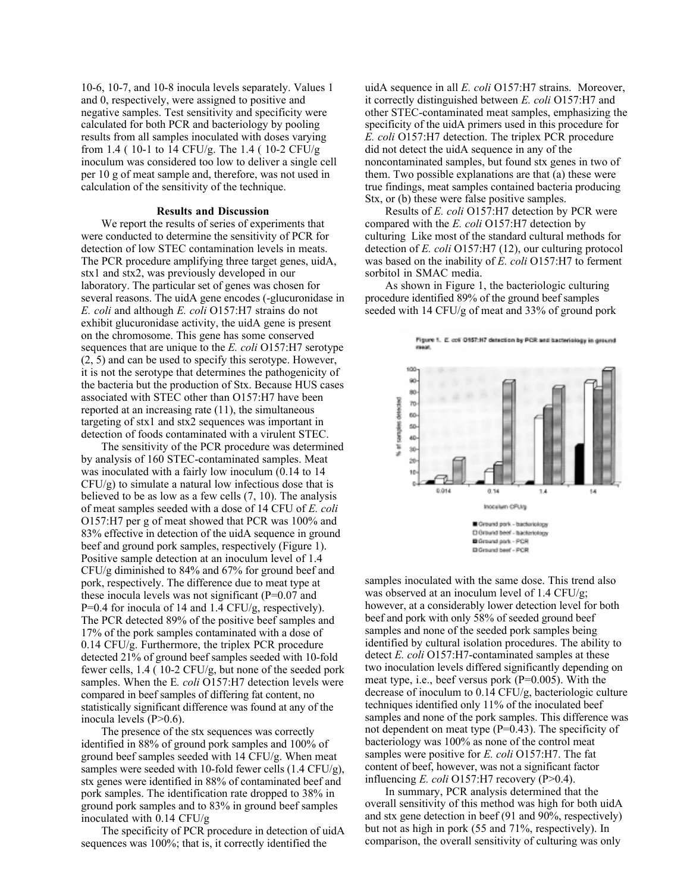10-6, 10-7, and 10-8 inocula levels separately. Values 1 and 0, respectively, were assigned to positive and negative samples. Test sensitivity and specificity were calculated for both PCR and bacteriology by pooling results from all samples inoculated with doses varying from 1.4 ( 10-1 to 14 CFU/g. The 1.4 ( 10-2 CFU/g inoculum was considered too low to deliver a single cell per 10 g of meat sample and, therefore, was not used in calculation of the sensitivity of the technique.

## Results and Discussion

We report the results of series of experiments that were conducted to determine the sensitivity of PCR for detection of low STEC contamination levels in meats. The PCR procedure amplifying three target genes, uidA, stx1 and stx2, was previously developed in our laboratory. The particular set of genes was chosen for several reasons. The uidA gene encodes (-glucuronidase in *E. coli* and although *E. coli* O157:H7 strains do not exhibit glucuronidase activity, the uidA gene is present on the chromosome. This gene has some conserved sequences that are unique to the *E. coli* O157:H7 serotype (2, 5) and can be used to specify this serotype. However, it is not the serotype that determines the pathogenicity of the bacteria but the production of Stx. Because HUS cases associated with STEC other than O157:H7 have been reported at an increasing rate (11), the simultaneous targeting of stx1 and stx2 sequences was important in detection of foods contaminated with a virulent STEC.

The sensitivity of the PCR procedure was determined by analysis of 160 STEC-contaminated samples. Meat was inoculated with a fairly low inoculum (0.14 to 14 CFU/g) to simulate a natural low infectious dose that is believed to be as low as a few cells (7, 10). The analysis of meat samples seeded with a dose of 14 CFU of *E. coli* O157:H7 per g of meat showed that PCR was 100% and 83% effective in detection of the uidA sequence in ground beef and ground pork samples, respectively (Figure 1). Positive sample detection at an inoculum level of 1.4 CFU/g diminished to 84% and 67% for ground beef and pork, respectively. The difference due to meat type at these inocula levels was not significant (P=0.07 and P=0.4 for inocula of 14 and 1.4 CFU/g, respectively). The PCR detected 89% of the positive beef samples and 17% of the pork samples contaminated with a dose of 0.14 CFU/g. Furthermore, the triplex PCR procedure detected 21% of ground beef samples seeded with 10-fold fewer cells, 1.4 ( 10-2 CFU/g, but none of the seeded pork samples. When the E. *coli* O157:H7 detection levels were compared in beef samples of differing fat content, no statistically significant difference was found at any of the inocula levels (P>0.6).

The presence of the stx sequences was correctly identified in 88% of ground pork samples and 100% of ground beef samples seeded with 14 CFU/g. When meat samples were seeded with 10-fold fewer cells (1.4 CFU/g), stx genes were identified in 88% of contaminated beef and pork samples. The identification rate dropped to 38% in ground pork samples and to 83% in ground beef samples inoculated with 0.14 CFU/g

The specificity of PCR procedure in detection of uidA sequences was 100%; that is, it correctly identified the uidA sequence in all *E. coli* O157:H7 strains. Moreover, it correctly distinguished between *E. coli* O157:H7 and other STEC-contaminated meat samples, emphasizing the specificity of the uidA primers used in this procedure for *E. coli* O157:H7 detection. The triplex PCR procedure did not detect the uidA sequence in any of the noncontaminated samples, but found stx genes in two of them. Two possible explanations are that (a) these were true findings, meat samples contained bacteria producing Stx, or (b) these were false positive samples.

Results of *E. coli* O157:H7 detection by PCR were compared with the *E. coli* O157:H7 detection by culturing Like most of the standard cultural methods for detection of *E. coli* O157:H7 (12), our culturing protocol was based on the inability of *E. coli* O157:H7 to ferment sorbitol in SMAC media.

As shown in Figure 1, the bacteriologic culturing procedure identified 89% of the ground beef samples seeded with 14 CFU/g of meat and 33% of ground pork samples inoculated with the same dose. This trend also was observed at an inoculum level of 1.4 CFU/g; however, at a considerably lower detection level for both beef and pork with only 58% of seeded ground beef samples and none of the seeded pork samples being identified by cultural isolation procedures. The ability to detect *E. coli* O157:H7-contaminated samples at these two inoculation levels differed significantly depending on meat type, i.e., beef versus pork (P=0.005). With the decrease of inoculum to 0.14 CFU/g, bacteriologic culture techniques identified only 11% of the inoculated beef samples and none of the pork samples. This difference was not dependent on meat type (P=0.43). The specificity of bacteriology was 100% as none of the control meat samples were positive for *E. coli* O157:H7. The fat content of beef, however, was not a significant factor influencing *E. coli* O157:H7 recovery (P>0.4).

Figure 1. *E. coli* O157:H7 detection by PCR and bacteriology in ground meat.

In summary, PCR analysis determined that the overall sensitivity of this method was high for both uidA and stx gene detection in beef (91 and 90%, respectively) but not as high in pork (55 and 71%, respectively). In comparison, the overall sensitivity of culturing was only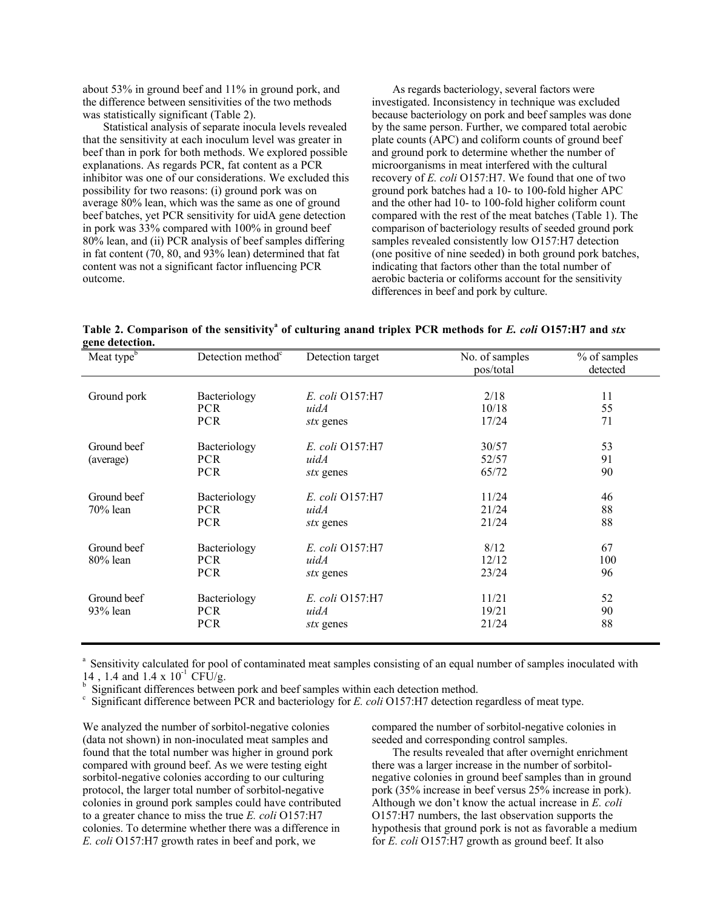about 53% in ground beef and 11% in ground pork, and the difference between sensitivities of the two methods was statistically significant (Table 2).

Statistical analysis of separate inocula levels revealed that the sensitivity at each inoculum level was greater in beef than in pork for both methods. We explored possible explanations. As regards PCR, fat content as a PCR inhibitor was one of our considerations. We excluded this possibility for two reasons: (i) ground pork was on average 80% lean, which was the same as one of ground beef batches, yet PCR sensitivity for uidA gene detection in pork was 33% compared with 100% in ground beef 80% lean, and (ii) PCR analysis of beef samples differing in fat content (70, 80, and 93% lean) determined that fat content was not a significant factor influencing PCR outcome.

As regards bacteriology, several factors were investigated. Inconsistency in technique was excluded because bacteriology on pork and beef samples was done by the same person. Further, we compared total aerobic plate counts (APC) and coliform counts of ground beef and ground pork to determine whether the number of microorganisms in meat interfered with the cultural recovery of *E. coli* O157:H7. We found that one of two ground pork batches had a 10- to 100-fold higher APC and the other had 10- to 100-fold higher coliform count compared with the rest of the meat batches (Table 1). The comparison of bacteriology results of seeded ground pork samples revealed consistently low O157:H7 detection (one positive of nine seeded) in both ground pork batches, indicating that factors other than the total number of aerobic bacteria or coliforms account for the sensitivity differences in beef and pork by culture.

**Table 2. Comparison of the sensitivity[a] of culturing anand triplex PCR methods for *E. coli* O157:H7 and *stx* gene detection.**

| Meat type[b] | Detection method[c] | Detection target | No. of samples pos/total | % of samples detected |
|---|---|---|---|---|
| Ground pork | Bacteriology | *E. coli* O157:H7 | 2/18 | 11 |
| | PCR | *uidA* | 10/18 | 55 |
| | PCR | *stx* genes | 17/24 | 71 |
| Ground beef (average) | Bacteriology | *E. coli* O157:H7 | 30/57 | 53 |
| | PCR | *uidA* | 52/57 | 91 |
| | PCR | *stx* genes | 65/72 | 90 |
| Ground beef 70% lean | Bacteriology | *E. coli* O157:H7 | 11/24 | 46 |
| | PCR | *uidA* | 21/24 | 88 |
| | PCR | *stx* genes | 21/24 | 88 |
| Ground beef 80% lean | Bacteriology | *E. coli* O157:H7 | 8/12 | 67 |
| | PCR | *uidA* | 12/12 | 100 |
| | PCR | *stx* genes | 23/24 | 96 |
| Ground beef 93% lean | Bacteriology | *E. coli* O157:H7 | 11/21 | 52 |
| | PCR | *uidA* | 19/21 | 90 |
| | PCR | *stx* genes | 21/24 | 88 |

[a] Sensitivity calculated for pool of contaminated meat samples consisting of an equal number of samples inoculated with 14 , 1.4 and $1.4 \times 10^{-1}$ CFU/g.
[b] Significant differences between pork and beef samples within each detection method.
[c] Significant difference between PCR and bacteriology for *E. coli* O157:H7 detection regardless of meat type.

We analyzed the number of sorbitol-negative colonies (data not shown) in non-inoculated meat samples and found that the total number was higher in ground pork compared with ground beef. As we were testing eight sorbitol-negative colonies according to our culturing protocol, the larger total number of sorbitol-negative colonies in ground pork samples could have contributed to a greater chance to miss the true *E. coli* O157:H7 colonies. To determine whether there was a difference in *E. coli* O157:H7 growth rates in beef and pork, we compared the number of sorbitol-negative colonies in seeded and corresponding control samples.

The results revealed that after overnight enrichment there was a larger increase in the number of sorbitol-negative colonies in ground beef samples than in ground pork (35% increase in beef versus 25% increase in pork). Although we don't know the actual increase in *E. coli* O157:H7 numbers, the last observation supports the hypothesis that ground pork is not as favorable a medium for *E. coli* O157:H7 growth as ground beef. It also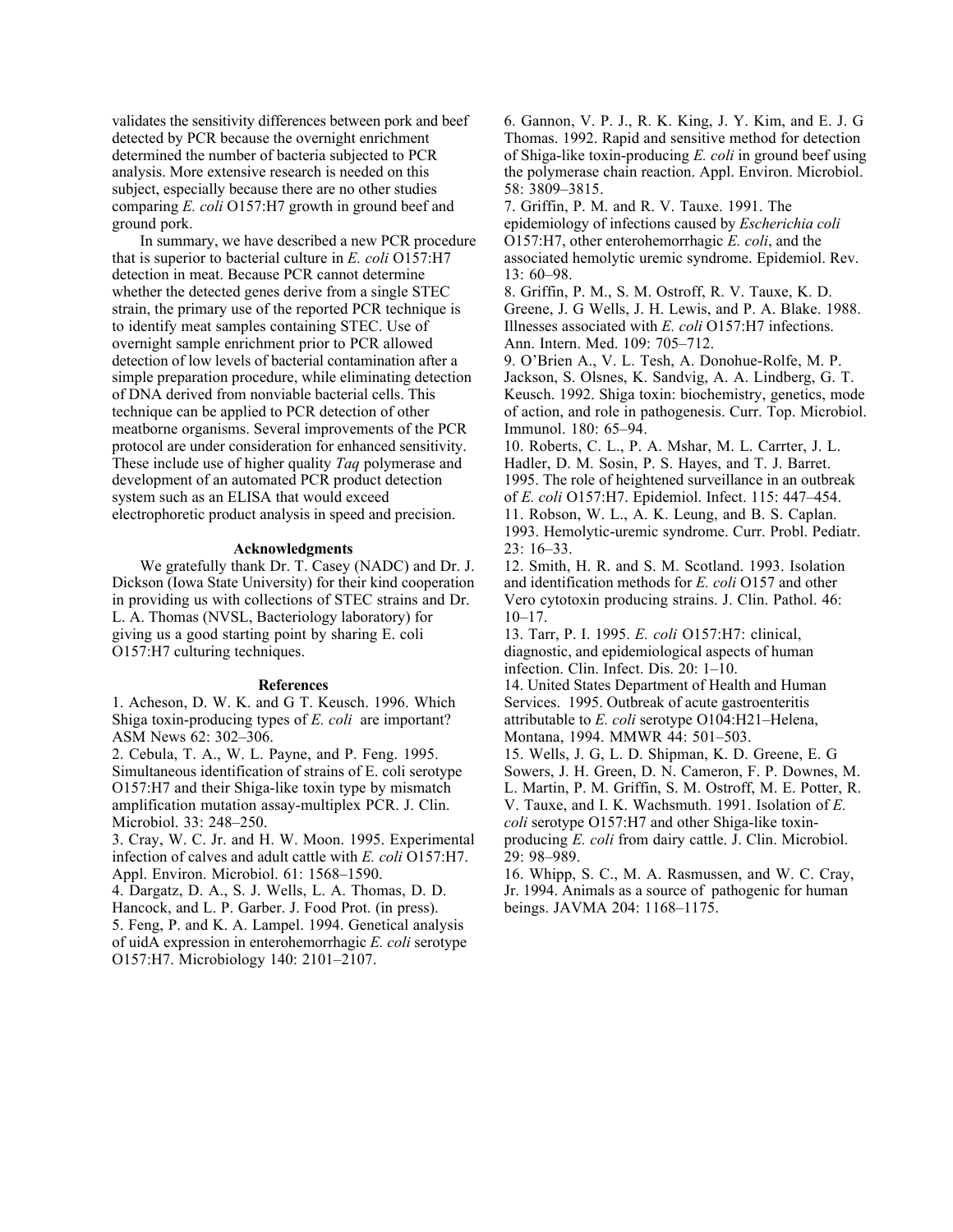validates the sensitivity differences between pork and beef detected by PCR because the overnight enrichment determined the number of bacteria subjected to PCR analysis. More extensive research is needed on this subject, especially because there are no other studies comparing *E. coli* O157:H7 growth in ground beef and ground pork.

In summary, we have described a new PCR procedure that is superior to bacterial culture in *E. coli* O157:H7 detection in meat. Because PCR cannot determine whether the detected genes derive from a single STEC strain, the primary use of the reported PCR technique is to identify meat samples containing STEC. Use of overnight sample enrichment prior to PCR allowed detection of low levels of bacterial contamination after a simple preparation procedure, while eliminating detection of DNA derived from nonviable bacterial cells. This technique can be applied to PCR detection of other meatborne organisms. Several improvements of the PCR protocol are under consideration for enhanced sensitivity. These include use of higher quality *Taq* polymerase and development of an automated PCR product detection system such as an ELISA that would exceed electrophoretic product analysis in speed and precision.

## Acknowledgments

We gratefully thank Dr. T. Casey (NADC) and Dr. J. Dickson (Iowa State University) for their kind cooperation in providing us with collections of STEC strains and Dr. L. A. Thomas (NVSL, Bacteriology laboratory) for giving us a good starting point by sharing E. coli O157:H7 culturing techniques.

## References

1. Acheson, D. W. K. and G T. Keusch. 1996. Which Shiga toxin-producing types of *E. coli* are important? ASM News 62: 302–306.
2. Cebula, T. A., W. L. Payne, and P. Feng. 1995. Simultaneous identification of strains of E. coli serotype O157:H7 and their Shiga-like toxin type by mismatch amplification mutation assay-multiplex PCR. J. Clin. Microbiol. 33: 248–250.
3. Cray, W. C. Jr. and H. W. Moon. 1995. Experimental infection of calves and adult cattle with *E. coli* O157:H7. Appl. Environ. Microbiol. 61: 1568–1590.
4. Dargatz, D. A., S. J. Wells, L. A. Thomas, D. D. Hancock, and L. P. Garber. J. Food Prot. (in press).
5. Feng, P. and K. A. Lampel. 1994. Genetical analysis of uidA expression in enterohemorrhagic *E. coli* serotype O157:H7. Microbiology 140: 2101–2107.
6. Gannon, V. P. J., R. K. King, J. Y. Kim, and E. J. G Thomas. 1992. Rapid and sensitive method for detection of Shiga-like toxin-producing *E. coli* in ground beef using the polymerase chain reaction. Appl. Environ. Microbiol. 58: 3809–3815.
7. Griffin, P. M. and R. V. Tauxe. 1991. The epidemiology of infections caused by *Escherichia coli* O157:H7, other enterohemorrhagic *E. coli*, and the associated hemolytic uremic syndrome. Epidemiol. Rev. 13: 60–98.
8. Griffin, P. M., S. M. Ostroff, R. V. Tauxe, K. D. Greene, J. G Wells, J. H. Lewis, and P. A. Blake. 1988. Illnesses associated with *E. coli* O157:H7 infections. Ann. Intern. Med. 109: 705–712.
9. O'Brien A., V. L. Tesh, A. Donohue-Rolfe, M. P. Jackson, S. Olsnes, K. Sandvig, A. A. Lindberg, G. T. Keusch. 1992. Shiga toxin: biochemistry, genetics, mode of action, and role in pathogenesis. Curr. Top. Microbiol. Immunol. 180: 65–94.
10. Roberts, C. L., P. A. Mshar, M. L. Carrter, J. L. Hadler, D. M. Sosin, P. S. Hayes, and T. J. Barret. 1995. The role of heightened surveillance in an outbreak of *E. coli* O157:H7. Epidemiol. Infect. 115: 447–454.
11. Robson, W. L., A. K. Leung, and B. S. Caplan. 1993. Hemolytic-uremic syndrome. Curr. Probl. Pediatr. 23: 16–33.
12. Smith, H. R. and S. M. Scotland. 1993. Isolation and identification methods for *E. coli* O157 and other Vero cytotoxin producing strains. J. Clin. Pathol. 46: 10–17.
13. Tarr, P. I. 1995. *E. coli* O157:H7: clinical, diagnostic, and epidemiological aspects of human infection. Clin. Infect. Dis. 20: 1–10.
14. United States Department of Health and Human Services. 1995. Outbreak of acute gastroenteritis attributable to *E. coli* serotype O104:H21–Helena, Montana, 1994. MMWR 44: 501–503.
15. Wells, J. G, L. D. Shipman, K. D. Greene, E. G Sowers, J. H. Green, D. N. Cameron, F. P. Downes, M. L. Martin, P. M. Griffin, S. M. Ostroff, M. E. Potter, R. V. Tauxe, and I. K. Wachsmuth. 1991. Isolation of *E. coli* serotype O157:H7 and other Shiga-like toxin-producing *E. coli* from dairy cattle. J. Clin. Microbiol. 29: 98–989.
16. Whipp, S. C., M. A. Rasmussen, and W. C. Cray, Jr. 1994. Animals as a source of pathogenic for human beings. JAVMA 204: 1168–1175.